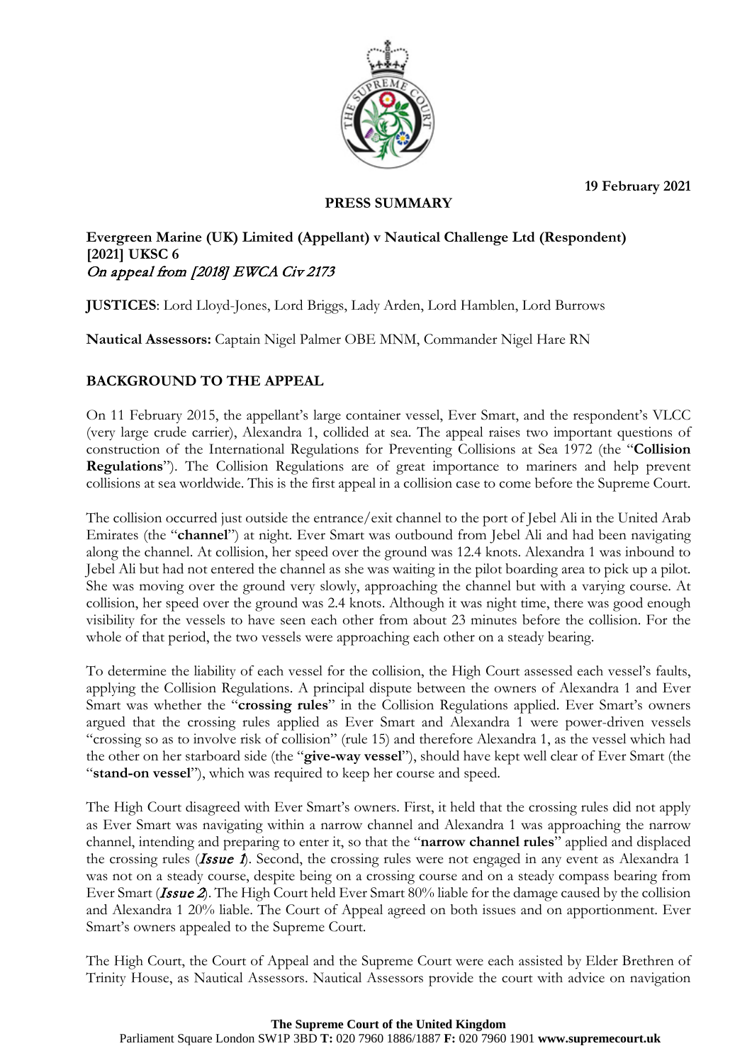19 February 2021

**PRESS SUMMARY**

**Evergreen Marine (UK) Limited (Appellant) v Nautical Challenge Ltd (Respondent) [2021] UKSC 6**
*On appeal from [2018] EWCA Civ 2173*

**JUSTICES**: Lord Lloyd-Jones, Lord Briggs, Lady Arden, Lord Hamblen, Lord Burrows

**Nautical Assessors:** Captain Nigel Palmer OBE MNM, Commander Nigel Hare RN

## BACKGROUND TO THE APPEAL

On 11 February 2015, the appellant's large container vessel, Ever Smart, and the respondent's VLCC (very large crude carrier), Alexandra 1, collided at sea. The appeal raises two important questions of construction of the International Regulations for Preventing Collisions at Sea 1972 (the "**Collision Regulations**"). The Collision Regulations are of great importance to mariners and help prevent collisions at sea worldwide. This is the first appeal in a collision case to come before the Supreme Court.

The collision occurred just outside the entrance/exit channel to the port of Jebel Ali in the United Arab Emirates (the "**channel**") at night. Ever Smart was outbound from Jebel Ali and had been navigating along the channel. At collision, her speed over the ground was 12.4 knots. Alexandra 1 was inbound to Jebel Ali but had not entered the channel as she was waiting in the pilot boarding area to pick up a pilot. She was moving over the ground very slowly, approaching the channel but with a varying course. At collision, her speed over the ground was 2.4 knots. Although it was night time, there was good enough visibility for the vessels to have seen each other from about 23 minutes before the collision. For the whole of that period, the two vessels were approaching each other on a steady bearing.

To determine the liability of each vessel for the collision, the High Court assessed each vessel's faults, applying the Collision Regulations. A principal dispute between the owners of Alexandra 1 and Ever Smart was whether the "**crossing rules**" in the Collision Regulations applied. Ever Smart's owners argued that the crossing rules applied as Ever Smart and Alexandra 1 were power-driven vessels "crossing so as to involve risk of collision" (rule 15) and therefore Alexandra 1, as the vessel which had the other on her starboard side (the "**give-way vessel**"), should have kept well clear of Ever Smart (the "**stand-on vessel**"), which was required to keep her course and speed.

The High Court disagreed with Ever Smart's owners. First, it held that the crossing rules did not apply as Ever Smart was navigating within a narrow channel and Alexandra 1 was approaching the narrow channel, intending and preparing to enter it, so that the "**narrow channel rules**" applied and displaced the crossing rules (***Issue 1***). Second, the crossing rules were not engaged in any event as Alexandra 1 was not on a steady course, despite being on a crossing course and on a steady compass bearing from Ever Smart (***Issue 2***). The High Court held Ever Smart 80% liable for the damage caused by the collision and Alexandra 1 20% liable. The Court of Appeal agreed on both issues and on apportionment. Ever Smart's owners appealed to the Supreme Court.

The High Court, the Court of Appeal and the Supreme Court were each assisted by Elder Brethren of Trinity House, as Nautical Assessors. Nautical Assessors provide the court with advice on navigation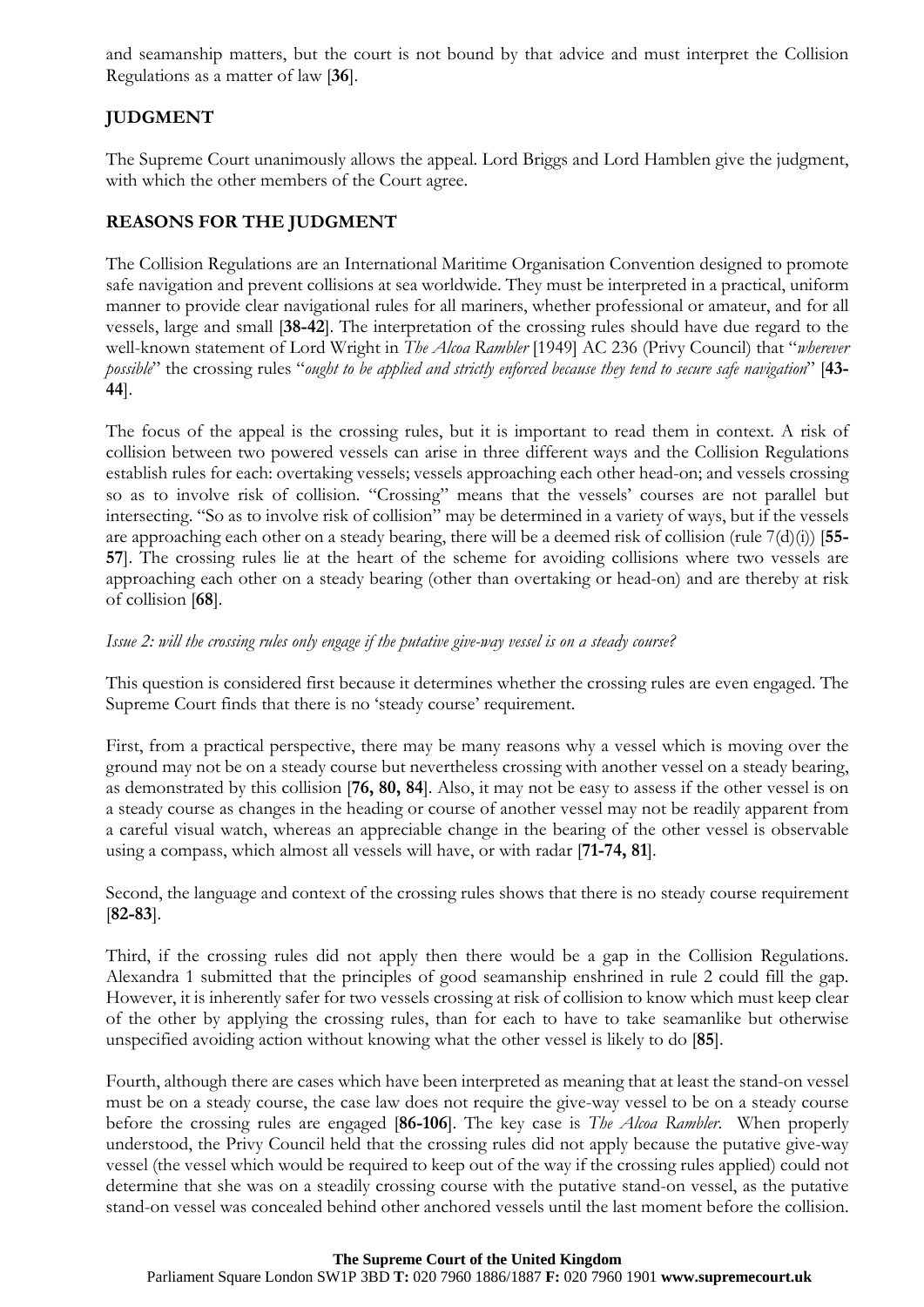and seamanship matters, but the court is not bound by that advice and must interpret the Collision Regulations as a matter of law [**36**].

## JUDGMENT

The Supreme Court unanimously allows the appeal. Lord Briggs and Lord Hamblen give the judgment, with which the other members of the Court agree.

## REASONS FOR THE JUDGMENT

The Collision Regulations are an International Maritime Organisation Convention designed to promote safe navigation and prevent collisions at sea worldwide. They must be interpreted in a practical, uniform manner to provide clear navigational rules for all mariners, whether professional or amateur, and for all vessels, large and small [**38-42**]. The interpretation of the crossing rules should have due regard to the well-known statement of Lord Wright in *The Alcoa Rambler* [1949] AC 236 (Privy Council) that "*wherever possible*" the crossing rules "*ought to be applied and strictly enforced because they tend to secure safe navigation*" [**43-44**].

The focus of the appeal is the crossing rules, but it is important to read them in context. A risk of collision between two powered vessels can arise in three different ways and the Collision Regulations establish rules for each: overtaking vessels; vessels approaching each other head-on; and vessels crossing so as to involve risk of collision. "Crossing" means that the vessels' courses are not parallel but intersecting. "So as to involve risk of collision" may be determined in a variety of ways, but if the vessels are approaching each other on a steady bearing, there will be a deemed risk of collision (rule 7(d)(i)) [**55-57**]. The crossing rules lie at the heart of the scheme for avoiding collisions where two vessels are approaching each other on a steady bearing (other than overtaking or head-on) and are thereby at risk of collision [**68**].

*Issue 2: will the crossing rules only engage if the putative give-way vessel is on a steady course?*

This question is considered first because it determines whether the crossing rules are even engaged. The Supreme Court finds that there is no 'steady course' requirement.

First, from a practical perspective, there may be many reasons why a vessel which is moving over the ground may not be on a steady course but nevertheless crossing with another vessel on a steady bearing, as demonstrated by this collision [**76, 80, 84**]. Also, it may not be easy to assess if the other vessel is on a steady course as changes in the heading or course of another vessel may not be readily apparent from a careful visual watch, whereas an appreciable change in the bearing of the other vessel is observable using a compass, which almost all vessels will have, or with radar [**71-74, 81**].

Second, the language and context of the crossing rules shows that there is no steady course requirement [**82-83**].

Third, if the crossing rules did not apply then there would be a gap in the Collision Regulations. Alexandra 1 submitted that the principles of good seamanship enshrined in rule 2 could fill the gap. However, it is inherently safer for two vessels crossing at risk of collision to know which must keep clear of the other by applying the crossing rules, than for each to have to take seamanlike but otherwise unspecified avoiding action without knowing what the other vessel is likely to do [**85**].

Fourth, although there are cases which have been interpreted as meaning that at least the stand-on vessel must be on a steady course, the case law does not require the give-way vessel to be on a steady course before the crossing rules are engaged [**86-106**]. The key case is *The Alcoa Rambler.* When properly understood, the Privy Council held that the crossing rules did not apply because the putative give-way vessel (the vessel which would be required to keep out of the way if the crossing rules applied) could not determine that she was on a steadily crossing course with the putative stand-on vessel, as the putative stand-on vessel was concealed behind other anchored vessels until the last moment before the collision.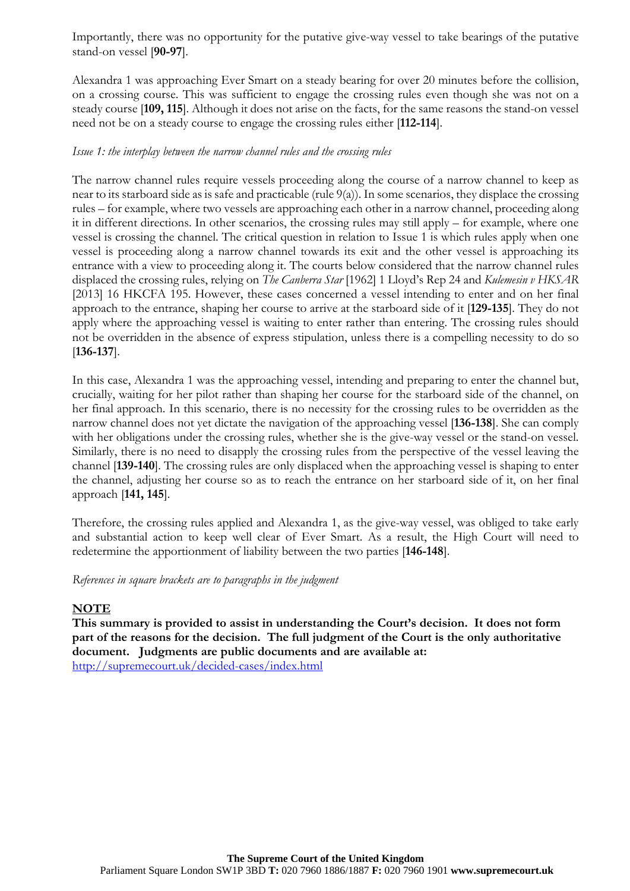Importantly, there was no opportunity for the putative give-way vessel to take bearings of the putative stand-on vessel [**90-97**].

Alexandra 1 was approaching Ever Smart on a steady bearing for over 20 minutes before the collision, on a crossing course. This was sufficient to engage the crossing rules even though she was not on a steady course [**109, 115**]. Although it does not arise on the facts, for the same reasons the stand-on vessel need not be on a steady course to engage the crossing rules either [**112-114**].

*Issue 1: the interplay between the narrow channel rules and the crossing rules*

The narrow channel rules require vessels proceeding along the course of a narrow channel to keep as near to its starboard side as is safe and practicable (rule 9(a)). In some scenarios, they displace the crossing rules – for example, where two vessels are approaching each other in a narrow channel, proceeding along it in different directions. In other scenarios, the crossing rules may still apply – for example, where one vessel is crossing the channel. The critical question in relation to Issue 1 is which rules apply when one vessel is proceeding along a narrow channel towards its exit and the other vessel is approaching its entrance with a view to proceeding along it. The courts below considered that the narrow channel rules displaced the crossing rules, relying on *The Canberra Star* [1962] 1 Lloyd's Rep 24 and *Kulemesin v HKSAR* [2013] 16 HKCFA 195. However, these cases concerned a vessel intending to enter and on her final approach to the entrance, shaping her course to arrive at the starboard side of it [**129-135**]. They do not apply where the approaching vessel is waiting to enter rather than entering. The crossing rules should not be overridden in the absence of express stipulation, unless there is a compelling necessity to do so [**136-137**].

In this case, Alexandra 1 was the approaching vessel, intending and preparing to enter the channel but, crucially, waiting for her pilot rather than shaping her course for the starboard side of the channel, on her final approach. In this scenario, there is no necessity for the crossing rules to be overridden as the narrow channel does not yet dictate the navigation of the approaching vessel [**136-138**]. She can comply with her obligations under the crossing rules, whether she is the give-way vessel or the stand-on vessel. Similarly, there is no need to disapply the crossing rules from the perspective of the vessel leaving the channel [**139-140**]. The crossing rules are only displaced when the approaching vessel is shaping to enter the channel, adjusting her course so as to reach the entrance on her starboard side of it, on her final approach [**141, 145**].

Therefore, the crossing rules applied and Alexandra 1, as the give-way vessel, was obliged to take early and substantial action to keep well clear of Ever Smart. As a result, the High Court will need to redetermine the apportionment of liability between the two parties [**146-148**].

*References in square brackets are to paragraphs in the judgment*

**NOTE**

**This summary is provided to assist in understanding the Court's decision. It does not form part of the reasons for the decision. The full judgment of the Court is the only authoritative document. Judgments are public documents and are available at:**
http://supremecourt.uk/decided-cases/index.html

**The Supreme Court of the United Kingdom**
Parliament Square London SW1P 3BD **T:** 020 7960 1886/1887 **F:** 020 7960 1901 **www.supremecourt.uk**